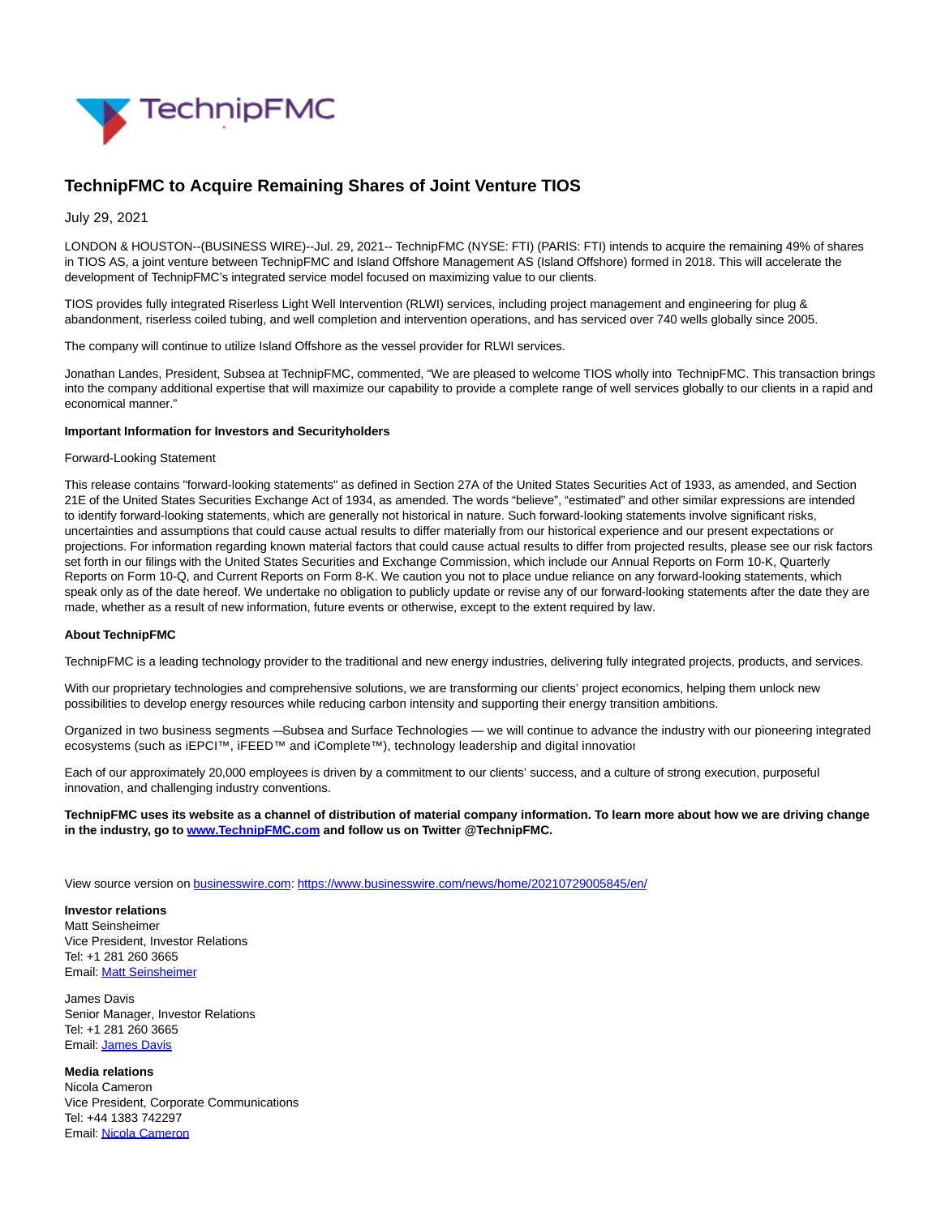# TechnipFMC to Acquire Remaining Shares of Joint Venture TIOS

July 29, 2021

LONDON & HOUSTON--(BUSINESS WIRE)--Jul. 29, 2021-- TechnipFMC (NYSE: FTI) (PARIS: FTI) intends to acquire the remaining 49% of shares in TIOS AS, a joint venture between TechnipFMC and Island Offshore Management AS (Island Offshore) formed in 2018. This will accelerate the development of TechnipFMC's integrated service model focused on maximizing value to our clients.

TIOS provides fully integrated Riserless Light Well Intervention (RLWI) services, including project management and engineering for plug & abandonment, riserless coiled tubing, and well completion and intervention operations, and has serviced over 740 wells globally since 2005.

The company will continue to utilize Island Offshore as the vessel provider for RLWI services.

Jonathan Landes, President, Subsea at TechnipFMC, commented, "We are pleased to welcome TIOS wholly into TechnipFMC. This transaction brings into the company additional expertise that will maximize our capability to provide a complete range of well services globally to our clients in a rapid and economical manner."

**Important Information for Investors and Securityholders**

Forward-Looking Statement

This release contains "forward-looking statements" as defined in Section 27A of the United States Securities Act of 1933, as amended, and Section 21E of the United States Securities Exchange Act of 1934, as amended. The words "believe", "estimated" and other similar expressions are intended to identify forward-looking statements, which are generally not historical in nature. Such forward-looking statements involve significant risks, uncertainties and assumptions that could cause actual results to differ materially from our historical experience and our present expectations or projections. For information regarding known material factors that could cause actual results to differ from projected results, please see our risk factors set forth in our filings with the United States Securities and Exchange Commission, which include our Annual Reports on Form 10-K, Quarterly Reports on Form 10-Q, and Current Reports on Form 8-K. We caution you not to place undue reliance on any forward-looking statements, which speak only as of the date hereof. We undertake no obligation to publicly update or revise any of our forward-looking statements after the date they are made, whether as a result of new information, future events or otherwise, except to the extent required by law.

**About TechnipFMC**

TechnipFMC is a leading technology provider to the traditional and new energy industries, delivering fully integrated projects, products, and services.

With our proprietary technologies and comprehensive solutions, we are transforming our clients' project economics, helping them unlock new possibilities to develop energy resources while reducing carbon intensity and supporting their energy transition ambitions.

Organized in two business segments —Subsea and Surface Technologies — we will continue to advance the industry with our pioneering integrated ecosystems (such as iEPCI™, iFEED™ and iComplete™), technology leadership and digital innovatior

Each of our approximately 20,000 employees is driven by a commitment to our clients' success, and a culture of strong execution, purposeful innovation, and challenging industry conventions.

**TechnipFMC uses its website as a channel of distribution of material company information. To learn more about how we are driving change in the industry, go to [www.TechnipFMC.com](http://www.TechnipFMC.com) and follow us on Twitter @TechnipFMC.**

View source version on businesswire.com: https://www.businesswire.com/news/home/20210729005845/en/

**Investor relations**
Matt Seinsheimer
Vice President, Investor Relations
Tel: +1 281 260 3665
Email: Matt Seinsheimer

James Davis
Senior Manager, Investor Relations
Tel: +1 281 260 3665
Email: James Davis

**Media relations**
Nicola Cameron
Vice President, Corporate Communications
Tel: +44 1383 742297
Email: Nicola Cameron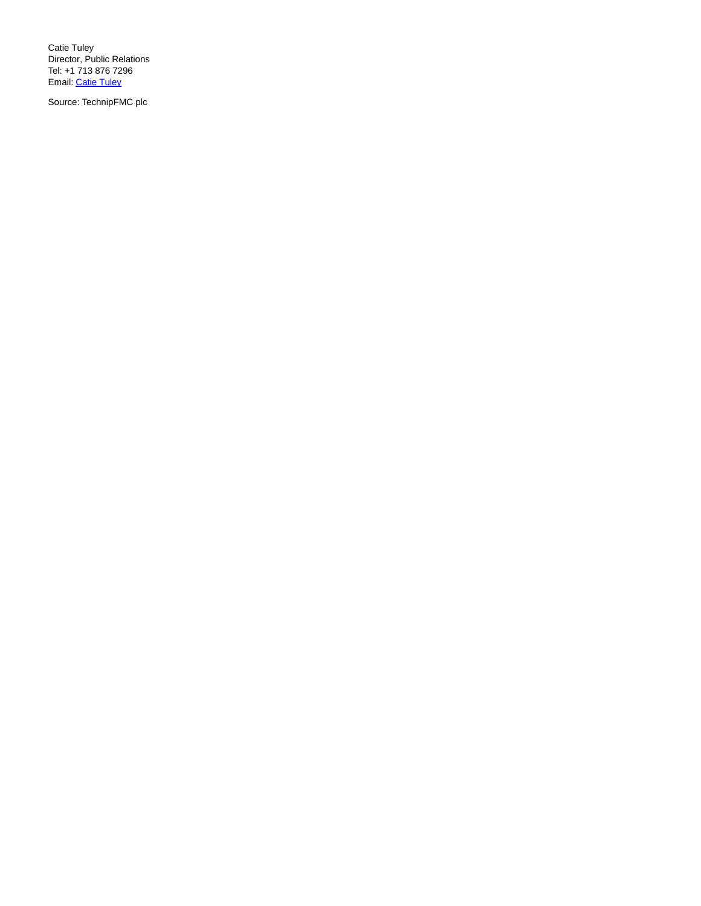Catie Tuley
Director, Public Relations
Tel: +1 713 876 7296
Email: [Catie Tuley]

Source: TechnipFMC plc